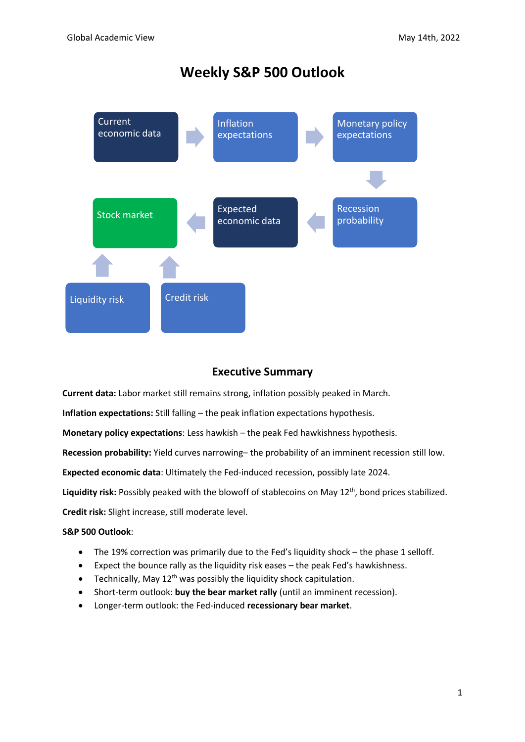# Weekly S&P 500 Outlook

Current economic data → Inflation expectations → Monetary policy expectations → Recession probability → Expected economic data → Stock market

Liquidity risk → Stock market

Credit risk → Stock market

## Executive Summary

**Current data:** Labor market still remains strong, inflation possibly peaked in March.

**Inflation expectations:** Still falling – the peak inflation expectations hypothesis.

**Monetary policy expectations**: Less hawkish – the peak Fed hawkishness hypothesis.

**Recession probability:** Yield curves narrowing– the probability of an imminent recession still low.

**Expected economic data**: Ultimately the Fed-induced recession, possibly late 2024.

**Liquidity risk:** Possibly peaked with the blowoff of stablecoins on May 12th, bond prices stabilized.

**Credit risk:** Slight increase, still moderate level.

**S&P 500 Outlook**:

- The 19% correction was primarily due to the Fed's liquidity shock – the phase 1 selloff.
- Expect the bounce rally as the liquidity risk eases – the peak Fed's hawkishness.
- Technically, May 12th was possibly the liquidity shock capitulation.
- Short-term outlook: **buy the bear market rally** (until an imminent recession).
- Longer-term outlook: the Fed-induced **recessionary bear market**.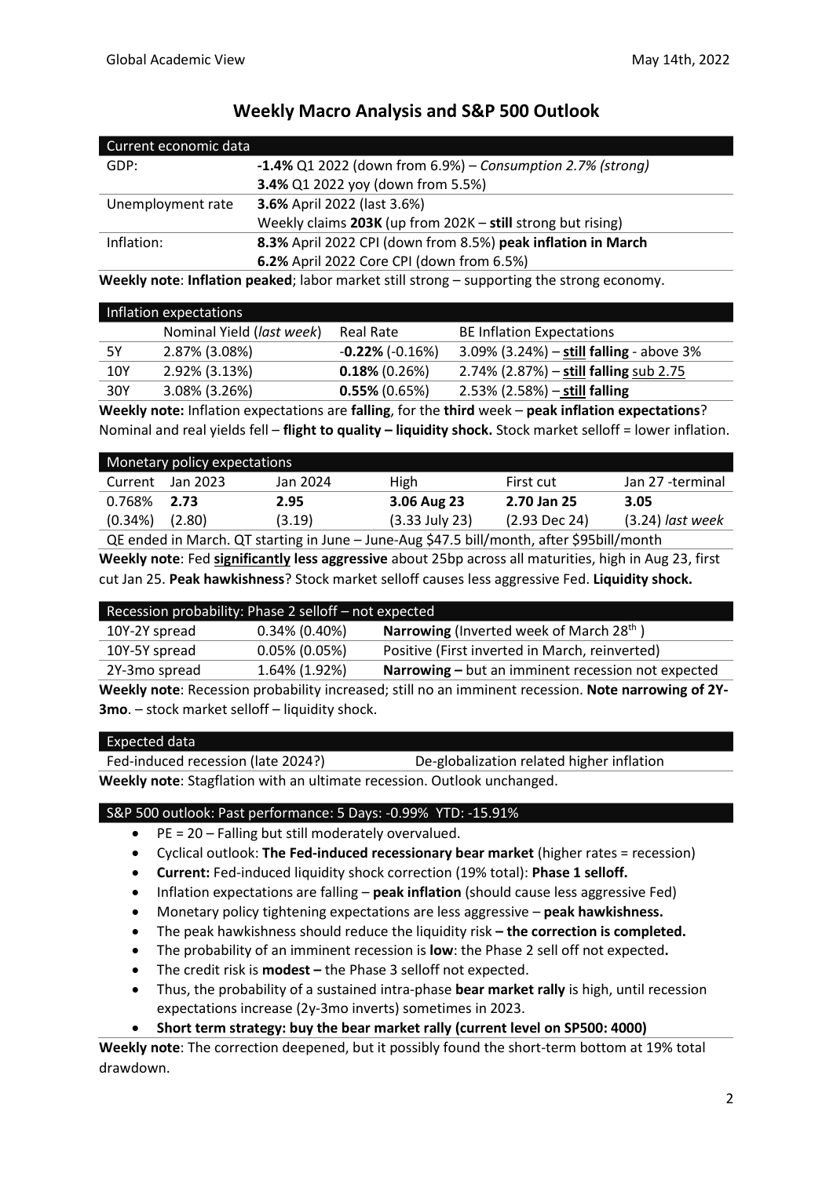# Weekly Macro Analysis and S&P 500 Outlook

| Current economic data | |
|---|---|
| GDP: | **-1.4%** Q1 2022 (down from 6.9%) – *Consumption 2.7% (strong)* |
| | **3.4%** Q1 2022 yoy (down from 5.5%) |
| Unemployment rate | **3.6%** April 2022 (last 3.6%) |
| | Weekly claims **203K** (up from 202K – **still** strong but rising) |
| Inflation: | **8.3%** April 2022 CPI (down from 8.5%) **peak inflation in March** |
| | **6.2%** April 2022 Core CPI (down from 6.5%) |

**Weekly note**: **Inflation peaked**; labor market still strong – supporting the strong economy.

| Inflation expectations | | | |
|---|---|---|---|
| | Nominal Yield (*last week*) | Real Rate | BE Inflation Expectations |
| 5Y | 2.87% (3.08%) | -**0.22%** (-0.16%) | 3.09% (3.24%) – **still falling** - above 3% |
| 10Y | 2.92% (3.13%) | **0.18%** (0.26%) | 2.74% (2.87%) – **still falling** sub 2.75 |
| 30Y | 3.08% (3.26%) | **0.55%** (0.65%) | 2.53% (2.58%) – **still falling** |

**Weekly note:** Inflation expectations are **falling**, for the **third** week – **peak inflation expectations**? Nominal and real yields fell – **flight to quality – liquidity shock.** Stock market selloff = lower inflation.

| Monetary policy expectations | | | | | |
|---|---|---|---|---|---|
| Current | Jan 2023 | Jan 2024 | High | First cut | Jan 27 -terminal |
| 0.768% | **2.73** | **2.95** | **3.06 Aug 23** | **2.70 Jan 25** | **3.05** |
| (0.34%) | (2.80) | (3.19) | (3.33 July 23) | (2.93 Dec 24) | (3.24) *last week* |
| QE ended in March. QT starting in June – June-Aug $47.5 bill/month, after $95bill/month | | | | | |

**Weekly note**: Fed **significantly less aggressive** about 25bp across all maturities, high in Aug 23, first cut Jan 25. **Peak hawkishness**? Stock market selloff causes less aggressive Fed. **Liquidity shock.**

| Recession probability: Phase 2 selloff – not expected | | |
|---|---|---|
| 10Y-2Y spread | 0.34% (0.40%) | **Narrowing** (Inverted week of March 28th ) |
| 10Y-5Y spread | 0.05% (0.05%) | Positive (First inverted in March, reinverted) |
| 2Y-3mo spread | 1.64% (1.92%) | **Narrowing –** but an imminent recession not expected |

**Weekly note**: Recession probability increased; still no an imminent recession. **Note narrowing of 2Y-3mo**. – stock market selloff – liquidity shock.

| Expected data | |
|---|---|
| Fed-induced recession (late 2024?) | De-globalization related higher inflation |

**Weekly note**: Stagflation with an ultimate recession. Outlook unchanged.

### S&P 500 outlook: Past performance: 5 Days: -0.99% YTD: -15.91%

- PE = 20 – Falling but still moderately overvalued.
- Cyclical outlook: **The Fed-induced recessionary bear market** (higher rates = recession)
- **Current:** Fed-induced liquidity shock correction (19% total): **Phase 1 selloff.**
- Inflation expectations are falling – **peak inflation** (should cause less aggressive Fed)
- Monetary policy tightening expectations are less aggressive – **peak hawkishness.**
- The peak hawkishness should reduce the liquidity risk **– the correction is completed.**
- The probability of an imminent recession is **low**: the Phase 2 sell off not expected**.**
- The credit risk is **modest –** the Phase 3 selloff not expected.
- Thus, the probability of a sustained intra-phase **bear market rally** is high, until recession expectations increase (2y-3mo inverts) sometimes in 2023.
- **Short term strategy: buy the bear market rally (current level on SP500: 4000)**

**Weekly note**: The correction deepened, but it possibly found the short-term bottom at 19% total drawdown.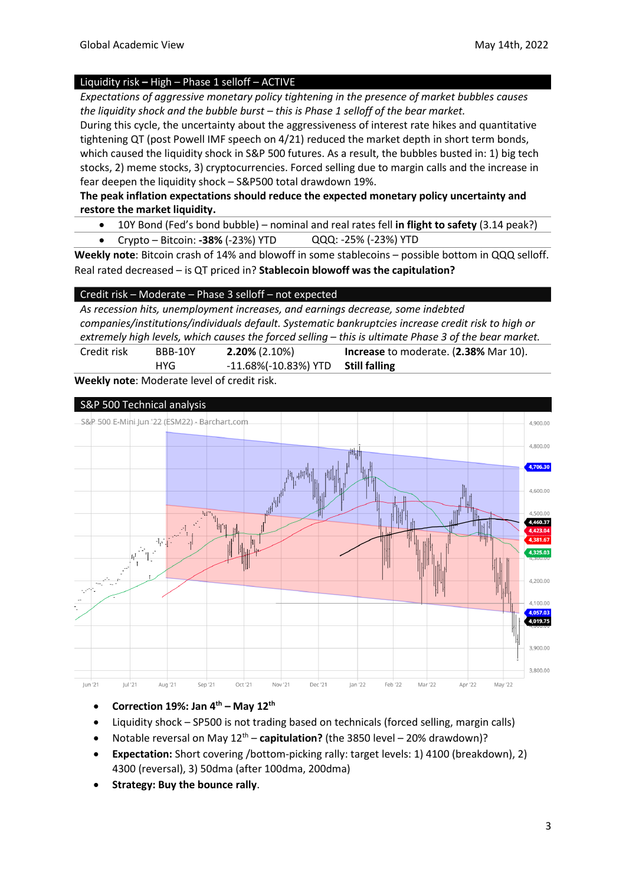## Liquidity risk – High – Phase 1 selloff – ACTIVE

*Expectations of aggressive monetary policy tightening in the presence of market bubbles causes the liquidity shock and the bubble burst – this is Phase 1 selloff of the bear market.*

During this cycle, the uncertainty about the aggressiveness of interest rate hikes and quantitative tightening QT (post Powell IMF speech on 4/21) reduced the market depth in short term bonds, which caused the liquidity shock in S&P 500 futures. As a result, the bubbles busted in: 1) big tech stocks, 2) meme stocks, 3) cryptocurrencies. Forced selling due to margin calls and the increase in fear deepen the liquidity shock – S&P500 total drawdown 19%.

**The peak inflation expectations should reduce the expected monetary policy uncertainty and restore the market liquidity.**

- 10Y Bond (Fed's bond bubble) – nominal and real rates fell **in flight to safety** (3.14 peak?)
- Crypto – Bitcoin: **-38%** (-23%) YTD QQQ: -25% (-23%) YTD

**Weekly note**: Bitcoin crash of 14% and blowoff in some stablecoins – possible bottom in QQQ selloff. Real rated decreased – is QT priced in? **Stablecoin blowoff was the capitulation?**

## Credit risk – Moderate – Phase 3 selloff – not expected

*As recession hits, unemployment increases, and earnings decrease, some indebted companies/institutions/individuals default. Systematic bankruptcies increase credit risk to high or extremely high levels, which causes the forced selling – this is ultimate Phase 3 of the bear market.*

| Credit risk | BBB-10Y | **2.20%** (2.10%) | **Increase** to moderate. (**2.38%** Mar 10). |
|---|---|---|---|
| | HYG | -11.68%(-10.83%) YTD | **Still falling** |

**Weekly note**: Moderate level of credit risk.

## S&P 500 Technical analysis

- **Correction 19%: Jan 4th – May 12th**
- Liquidity shock – SP500 is not trading based on technicals (forced selling, margin calls)
- Notable reversal on May 12th – **capitulation?** (the 3850 level – 20% drawdown)?
- **Expectation:** Short covering /bottom-picking rally: target levels: 1) 4100 (breakdown), 2) 4300 (reversal), 3) 50dma (after 100dma, 200dma)
- **Strategy: Buy the bounce rally**.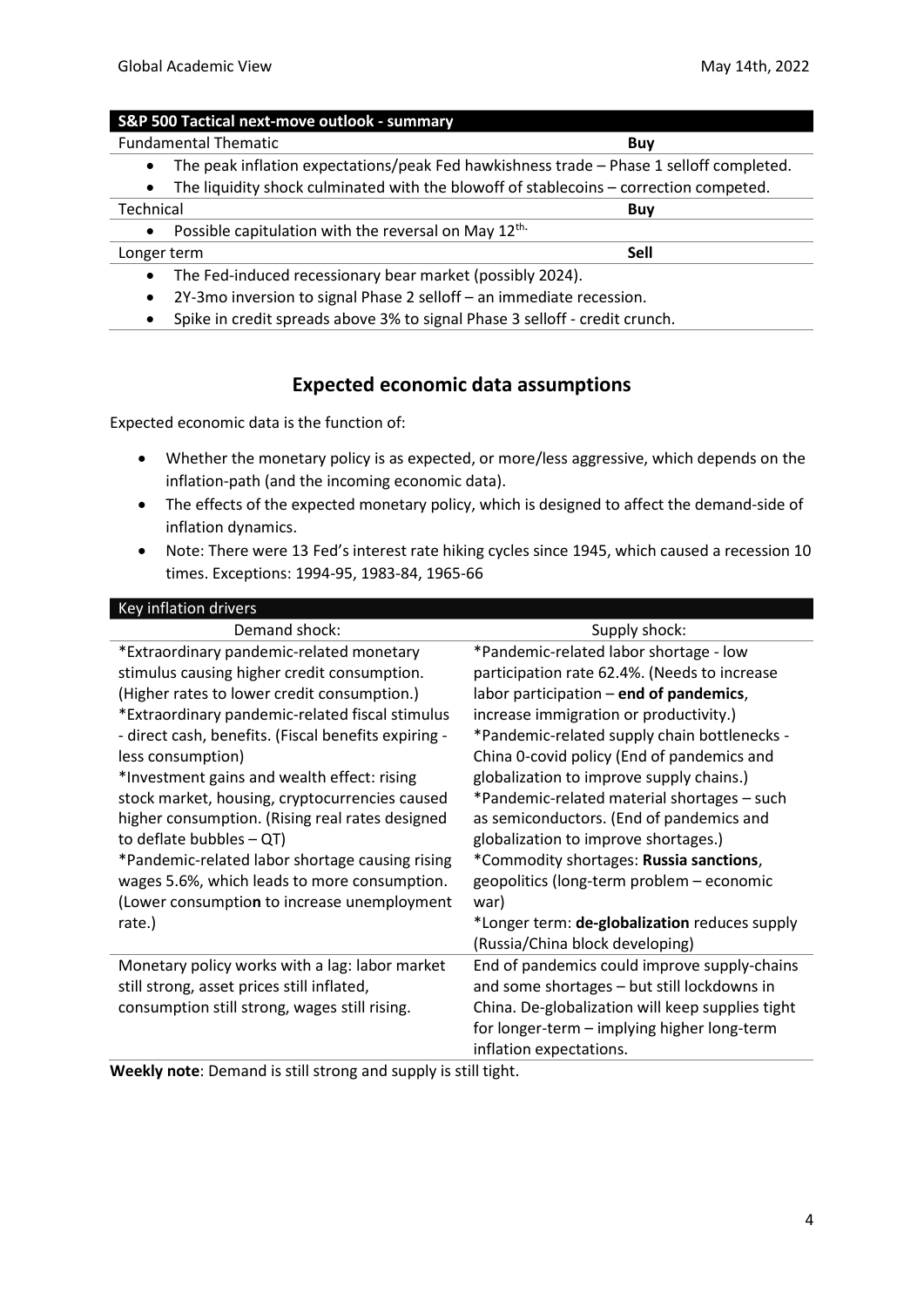| S&P 500 Tactical next-move outlook - summary | |
|---|---|
| Fundamental Thematic | **Buy** |
| • The peak inflation expectations/peak Fed hawkishness trade – Phase 1 selloff completed. | |
| • The liquidity shock culminated with the blowoff of stablecoins – correction competed. | |
| Technical | **Buy** |
| • Possible capitulation with the reversal on May 12th. | |
| Longer term | **Sell** |
| • The Fed-induced recessionary bear market (possibly 2024). | |
| • 2Y-3mo inversion to signal Phase 2 selloff – an immediate recession. | |
| • Spike in credit spreads above 3% to signal Phase 3 selloff - credit crunch. | |

## Expected economic data assumptions

Expected economic data is the function of:

- Whether the monetary policy is as expected, or more/less aggressive, which depends on the inflation-path (and the incoming economic data).
- The effects of the expected monetary policy, which is designed to affect the demand-side of inflation dynamics.
- Note: There were 13 Fed's interest rate hiking cycles since 1945, which caused a recession 10 times. Exceptions: 1994-95, 1983-84, 1965-66

| Key inflation drivers | |
|---|---|
| Demand shock: | Supply shock: |
| *Extraordinary pandemic-related monetary stimulus causing higher credit consumption. (Higher rates to lower credit consumption.)<br>*Extraordinary pandemic-related fiscal stimulus - direct cash, benefits. (Fiscal benefits expiring - less consumption)<br>*Investment gains and wealth effect: rising stock market, housing, cryptocurrencies caused higher consumption. (Rising real rates designed to deflate bubbles – QT)<br>*Pandemic-related labor shortage causing rising wages 5.6%, which leads to more consumption. (Lower consumptio**n** to increase unemployment rate.) | *Pandemic-related labor shortage - low participation rate 62.4%. (Needs to increase labor participation – **end of pandemics**, increase immigration or productivity.)<br>*Pandemic-related supply chain bottlenecks - China 0-covid policy (End of pandemics and globalization to improve supply chains.)<br>*Pandemic-related material shortages – such as semiconductors. (End of pandemics and globalization to improve shortages.)<br>*Commodity shortages: **Russia sanctions**, geopolitics (long-term problem – economic war)<br>*Longer term: **de-globalization** reduces supply (Russia/China block developing) |
| Monetary policy works with a lag: labor market still strong, asset prices still inflated, consumption still strong, wages still rising. | End of pandemics could improve supply-chains and some shortages – but still lockdowns in China. De-globalization will keep supplies tight for longer-term – implying higher long-term inflation expectations. |

**Weekly note**: Demand is still strong and supply is still tight.